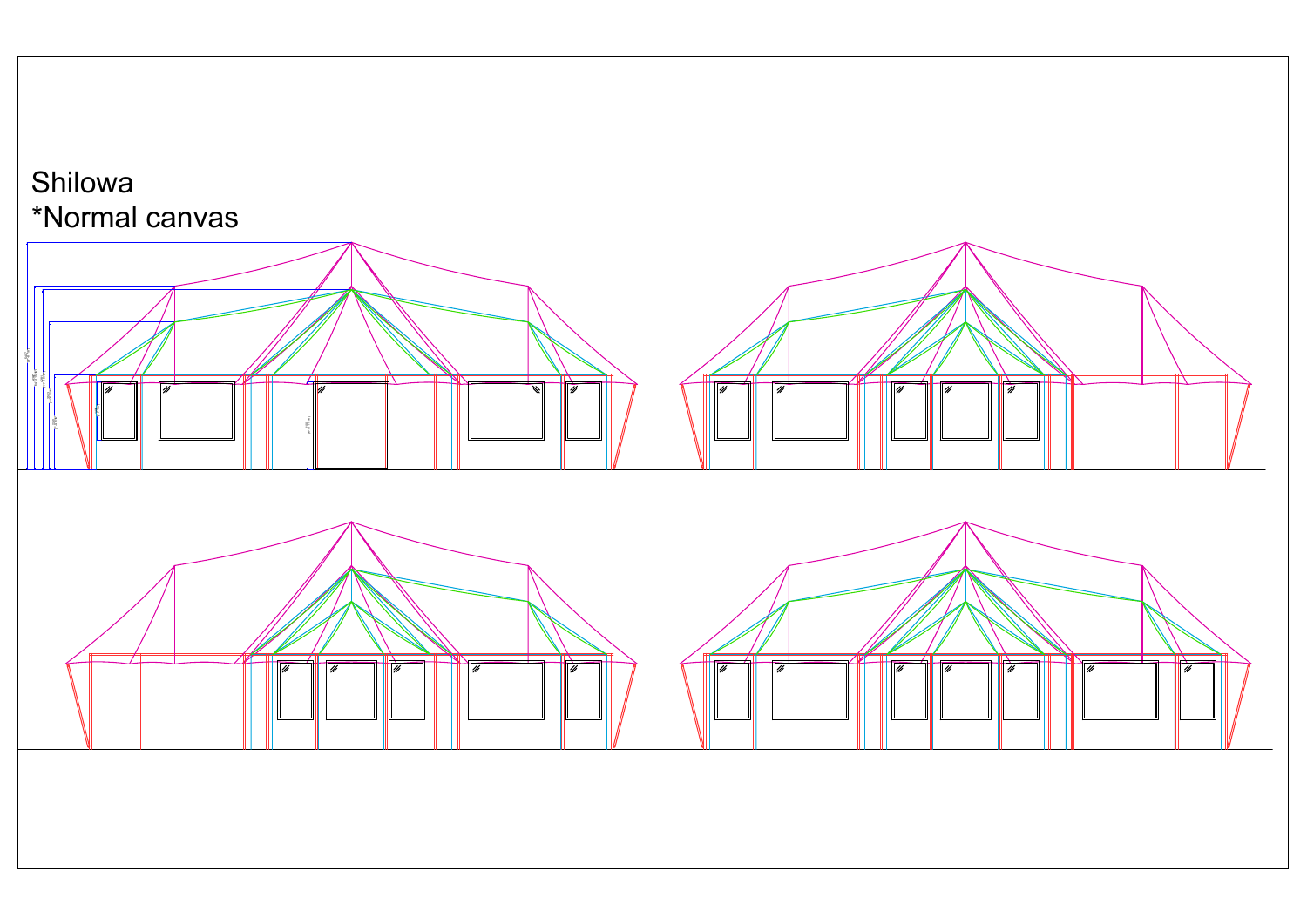Shilowa
*Normal canvas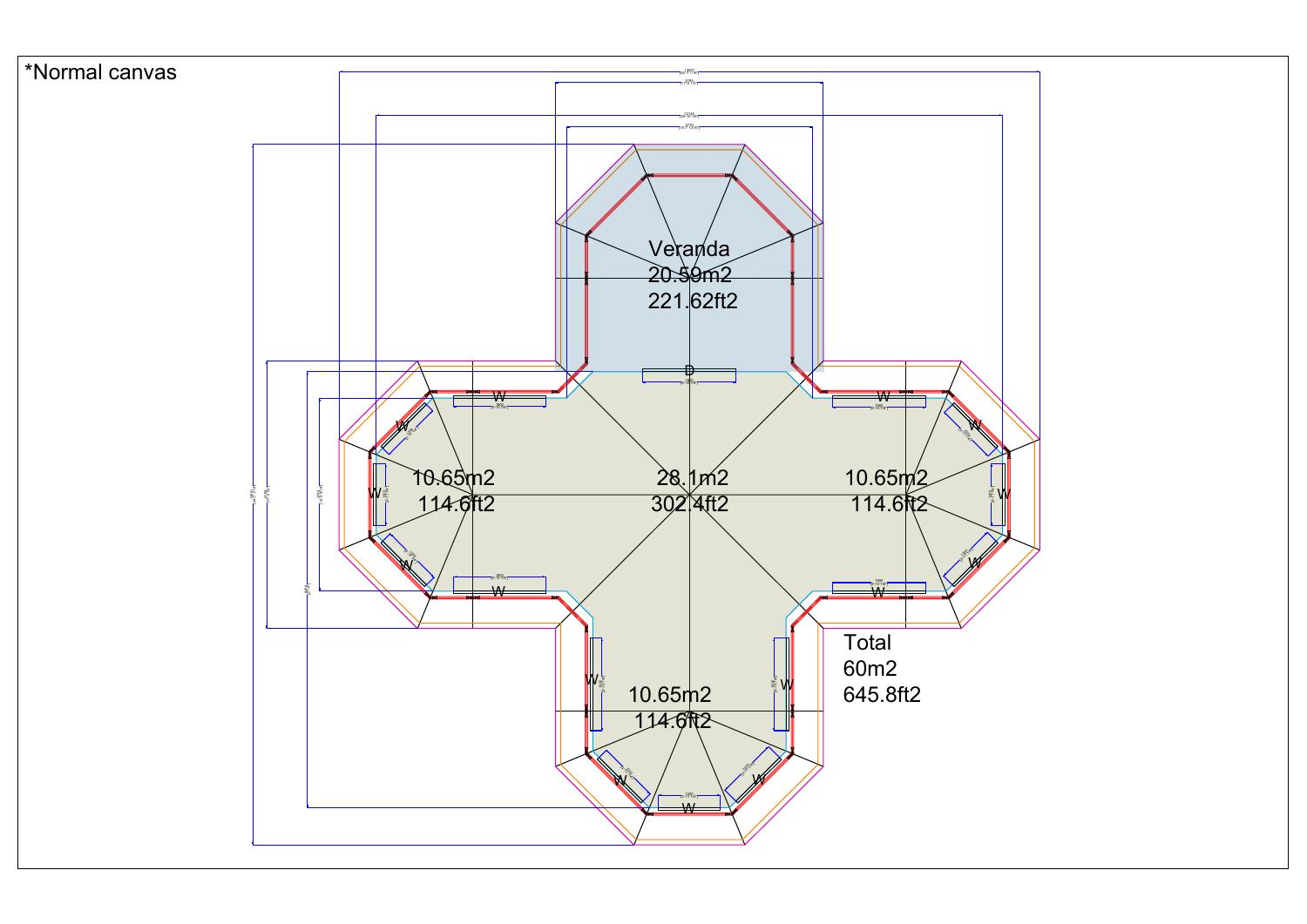*Normal canvas

Veranda
20.59m2
221.62ft2

10.65m2
114.6ft2

28.1m2
302.4ft2

10.65m2
114.6ft2

10.65m2
114.6ft2

Total
60m2
645.8ft2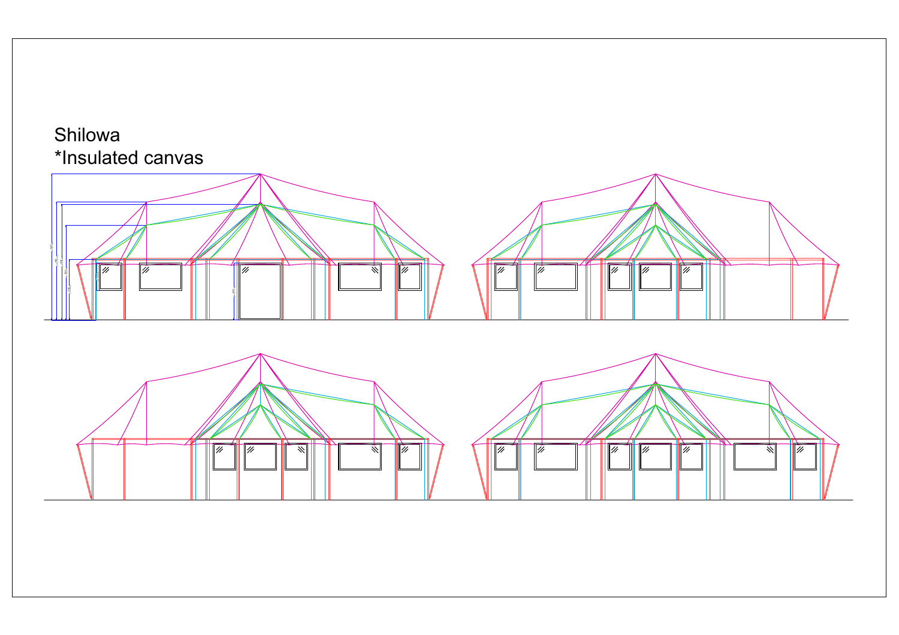Shilowa
*Insulated canvas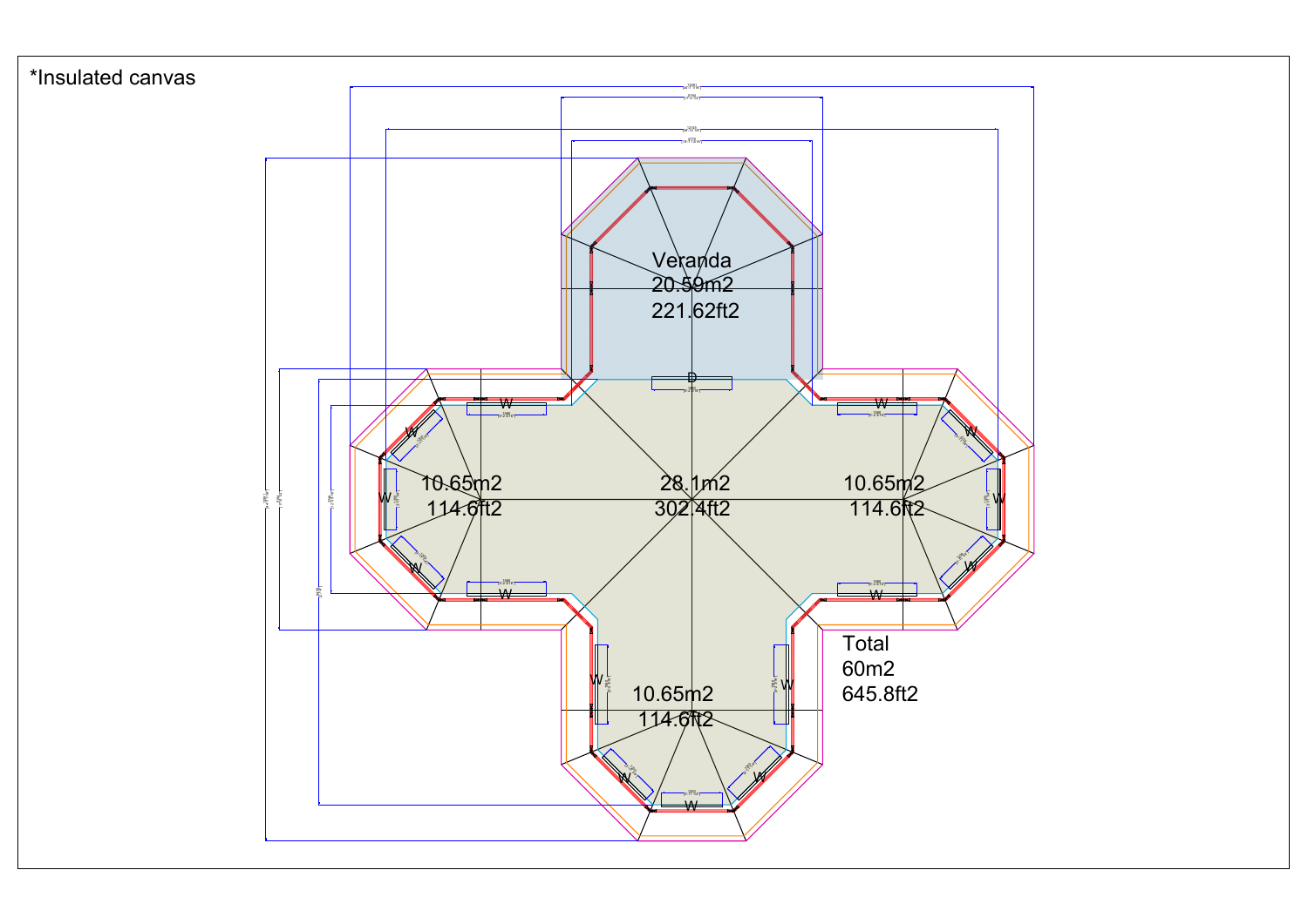*Insulated canvas

Veranda
20.59m2
221.62ft2

10.65m2
114.6ft2

28.1m2
302.4ft2

10.65m2
114.6ft2

10.65m2
114.6ft2

Total
60m2
645.8ft2